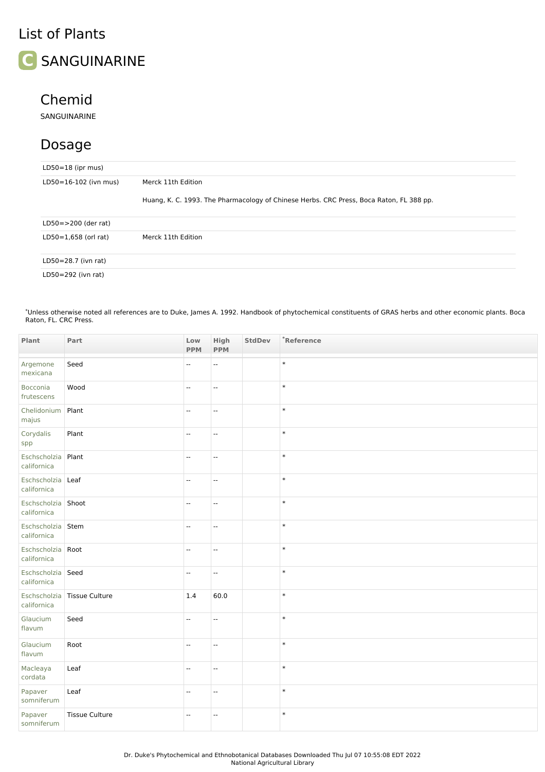# List of Plants

## C SANGUINARINE

### Chemid

SANGUINARINE

### Dosage

| | |
|---|---|
| LD50=18 (ipr mus) | |
| LD50=16-102 (ivn mus) | Merck 11th Edition<br><br>Huang, K. C. 1993. The Pharmacology of Chinese Herbs. CRC Press, Boca Raton, FL 388 pp. |
| LD50=>200 (der rat) | |
| LD50=1,658 (orl rat) | Merck 11th Edition |
| LD50=28.7 (ivn rat) | |
| LD50=292 (ivn rat) | |

*Unless otherwise noted all references are to Duke, James A. 1992. Handbook of phytochemical constituents of GRAS herbs and other economic plants. Boca Raton, FL. CRC Press.

| Plant | Part | Low PPM | High PPM | StdDev | *Reference |
|---|---|---|---|---|---|
| Argemone mexicana | Seed | -- | -- | | * |
| Bocconia frutescens | Wood | -- | -- | | * |
| Chelidonium majus | Plant | -- | -- | | * |
| Corydalis spp | Plant | -- | -- | | * |
| Eschscholzia californica | Plant | -- | -- | | * |
| Eschscholzia californica | Leaf | -- | -- | | * |
| Eschscholzia californica | Shoot | -- | -- | | * |
| Eschscholzia californica | Stem | -- | -- | | * |
| Eschscholzia californica | Root | -- | -- | | * |
| Eschscholzia californica | Seed | -- | -- | | * |
| Eschscholzia californica | Tissue Culture | 1.4 | 60.0 | | * |
| Glaucium flavum | Seed | -- | -- | | * |
| Glaucium flavum | Root | -- | -- | | * |
| Macleaya cordata | Leaf | -- | -- | | * |
| Papaver somniferum | Leaf | -- | -- | | * |
| Papaver somniferum | Tissue Culture | -- | -- | | * |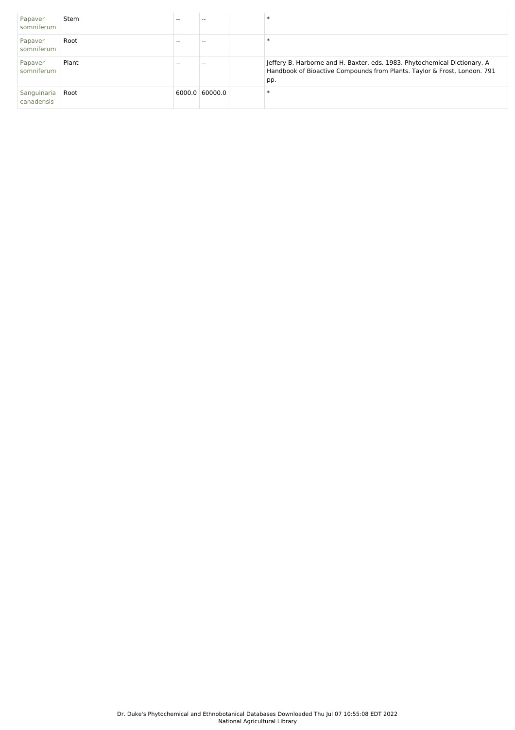| | | | | | |
|---|---|---|---|---|---|
| Papaver somniferum | Stem | -- | -- | | * |
| Papaver somniferum | Root | -- | -- | | * |
| Papaver somniferum | Plant | -- | -- | | Jeffery B. Harborne and H. Baxter, eds. 1983. Phytochemical Dictionary. A Handbook of Bioactive Compounds from Plants. Taylor & Frost, London. 791 pp. |
| Sanguinaria canadensis | Root | 6000.0 | 60000.0 | | * |

Dr. Duke's Phytochemical and Ethnobotanical Databases Downloaded Thu Jul 07 10:55:08 EDT 2022
National Agricultural Library